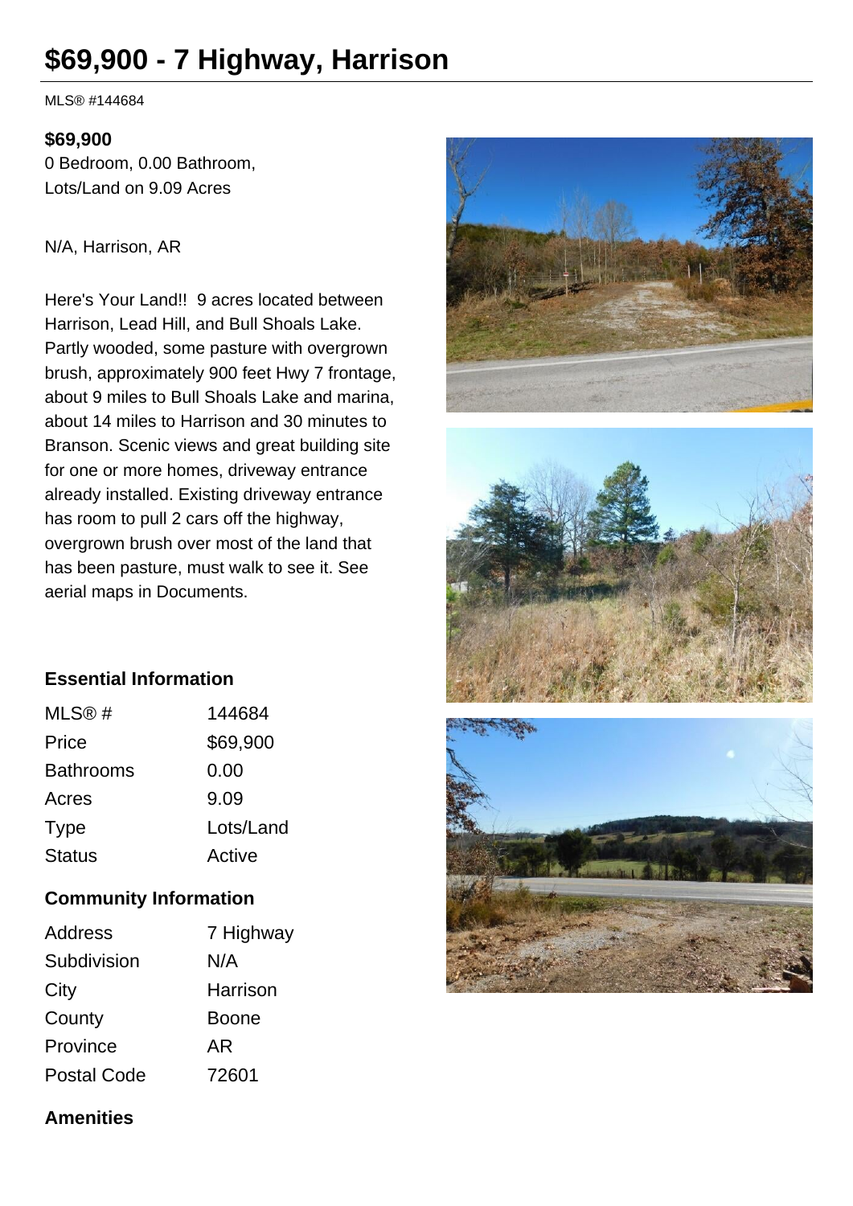# $69,900 - 7 Highway, Harrison

MLS® #144684

**$69,900**
0 Bedroom, 0.00 Bathroom,
Lots/Land on 9.09 Acres

N/A, Harrison, AR

Here's Your Land!! 9 acres located between Harrison, Lead Hill, and Bull Shoals Lake. Partly wooded, some pasture with overgrown brush, approximately 900 feet Hwy 7 frontage, about 9 miles to Bull Shoals Lake and marina, about 14 miles to Harrison and 30 minutes to Branson. Scenic views and great building site for one or more homes, driveway entrance already installed. Existing driveway entrance has room to pull 2 cars off the highway, overgrown brush over most of the land that has been pasture, must walk to see it. See aerial maps in Documents.

### Essential Information

| | |
|---|---|
| MLS® # | 144684 |
| Price | $69,900 |
| Bathrooms | 0.00 |
| Acres | 9.09 |
| Type | Lots/Land |
| Status | Active |

### Community Information

| | |
|---|---|
| Address | 7 Highway |
| Subdivision | N/A |
| City | Harrison |
| County | Boone |
| Province | AR |
| Postal Code | 72601 |

### Amenities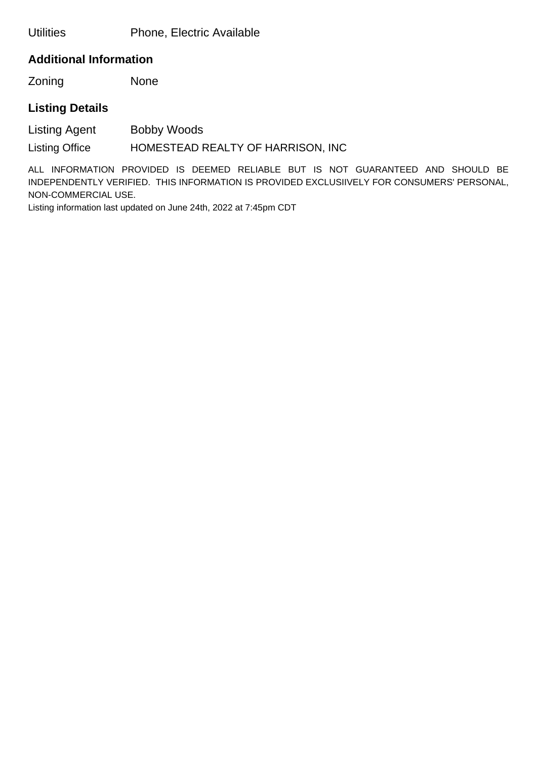| | |
|---|---|
| Utilities | Phone, Electric Available |

## Additional Information

| | |
|---|---|
| Zoning | None |

## Listing Details

| | |
|---|---|
| Listing Agent | Bobby Woods |
| Listing Office | HOMESTEAD REALTY OF HARRISON, INC |

ALL INFORMATION PROVIDED IS DEEMED RELIABLE BUT IS NOT GUARANTEED AND SHOULD BE INDEPENDENTLY VERIFIED. THIS INFORMATION IS PROVIDED EXCLUSIIVELY FOR CONSUMERS' PERSONAL, NON-COMMERCIAL USE.

Listing information last updated on June 24th, 2022 at 7:45pm CDT